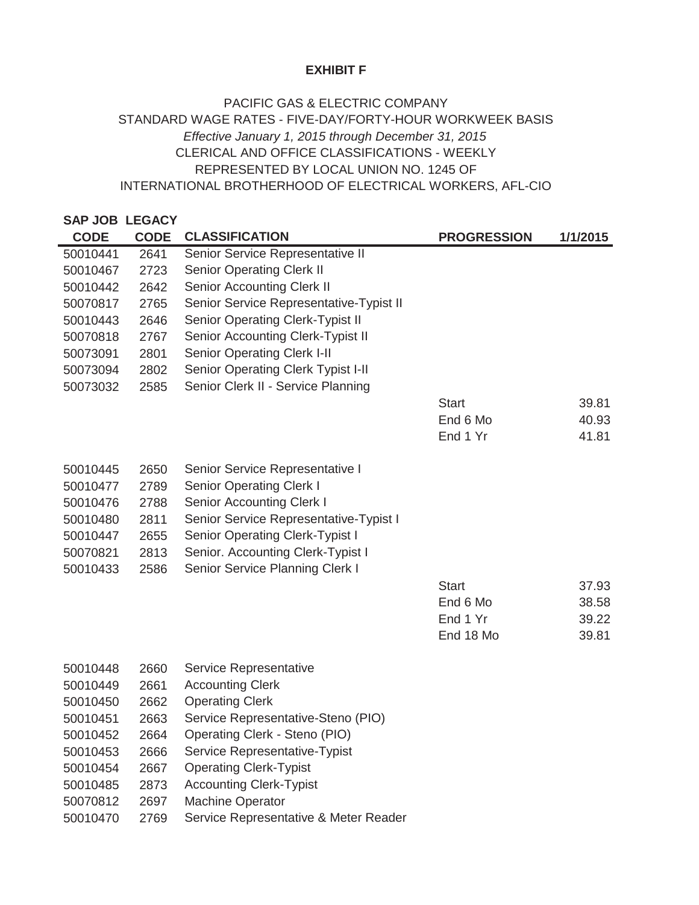**EXHIBIT F**

PACIFIC GAS & ELECTRIC COMPANY
STANDARD WAGE RATES - FIVE-DAY/FORTY-HOUR WORKWEEK BASIS
*Effective January 1, 2015 through December 31, 2015*
CLERICAL AND OFFICE CLASSIFICATIONS - WEEKLY
REPRESENTED BY LOCAL UNION NO. 1245 OF
INTERNATIONAL BROTHERHOOD OF ELECTRICAL WORKERS, AFL-CIO

| SAP JOB CODE | LEGACY CODE | CLASSIFICATION | PROGRESSION | 1/1/2015 |
|---|---|---|---|---|
| 50010441 | 2641 | Senior Service Representative II | | |
| 50010467 | 2723 | Senior Operating Clerk II | | |
| 50010442 | 2642 | Senior Accounting Clerk II | | |
| 50070817 | 2765 | Senior Service Representative-Typist II | | |
| 50010443 | 2646 | Senior Operating Clerk-Typist II | | |
| 50070818 | 2767 | Senior Accounting Clerk-Typist II | | |
| 50073091 | 2801 | Senior Operating Clerk I-II | | |
| 50073094 | 2802 | Senior Operating Clerk Typist I-II | | |
| 50073032 | 2585 | Senior Clerk II - Service Planning | | |
| | | | Start | 39.81 |
| | | | End 6 Mo | 40.93 |
| | | | End 1 Yr | 41.81 |
| 50010445 | 2650 | Senior Service Representative I | | |
| 50010477 | 2789 | Senior Operating Clerk I | | |
| 50010476 | 2788 | Senior Accounting Clerk I | | |
| 50010480 | 2811 | Senior Service Representative-Typist I | | |
| 50010447 | 2655 | Senior Operating Clerk-Typist I | | |
| 50070821 | 2813 | Senior. Accounting Clerk-Typist I | | |
| 50010433 | 2586 | Senior Service Planning Clerk I | | |
| | | | Start | 37.93 |
| | | | End 6 Mo | 38.58 |
| | | | End 1 Yr | 39.22 |
| | | | End 18 Mo | 39.81 |
| 50010448 | 2660 | Service Representative | | |
| 50010449 | 2661 | Accounting Clerk | | |
| 50010450 | 2662 | Operating Clerk | | |
| 50010451 | 2663 | Service Representative-Steno (PIO) | | |
| 50010452 | 2664 | Operating Clerk - Steno (PIO) | | |
| 50010453 | 2666 | Service Representative-Typist | | |
| 50010454 | 2667 | Operating Clerk-Typist | | |
| 50010485 | 2873 | Accounting Clerk-Typist | | |
| 50070812 | 2697 | Machine Operator | | |
| 50010470 | 2769 | Service Representative & Meter Reader | | |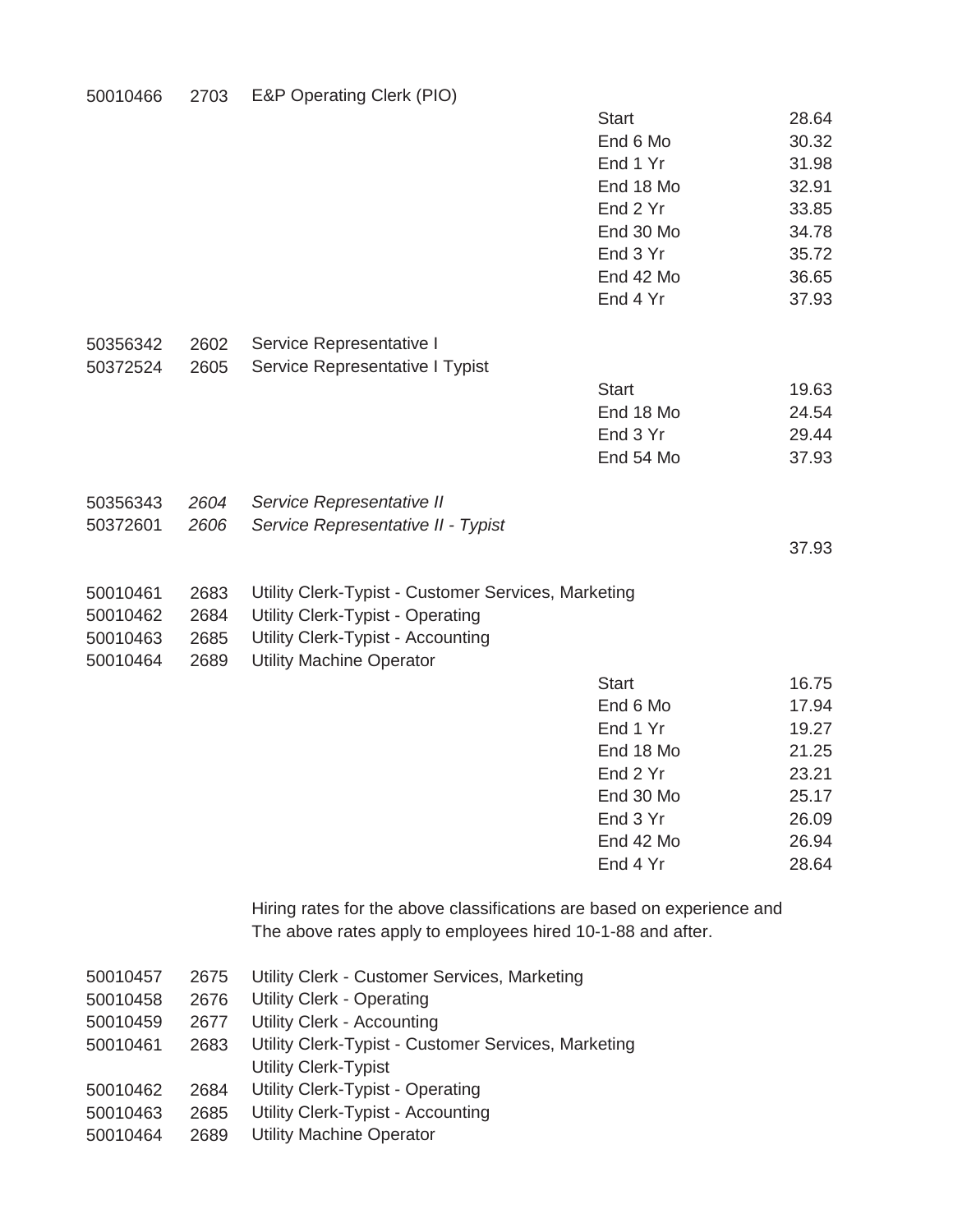| | | | | |
|---|---|---|---|---|
| 50010466 | 2703 | E&P Operating Clerk (PIO) | | |
| | | | Start | 28.64 |
| | | | End 6 Mo | 30.32 |
| | | | End 1 Yr | 31.98 |
| | | | End 18 Mo | 32.91 |
| | | | End 2 Yr | 33.85 |
| | | | End 30 Mo | 34.78 |
| | | | End 3 Yr | 35.72 |
| | | | End 42 Mo | 36.65 |
| | | | End 4 Yr | 37.93 |
| 50356342 | 2602 | Service Representative I | | |
| 50372524 | 2605 | Service Representative I Typist | | |
| | | | Start | 19.63 |
| | | | End 18 Mo | 24.54 |
| | | | End 3 Yr | 29.44 |
| | | | End 54 Mo | 37.93 |
| 50356343 | *2604* | *Service Representative II* | | |
| 50372601 | *2606* | *Service Representative II - Typist* | | |
| | | | | 37.93 |
| 50010461 | 2683 | Utility Clerk-Typist - Customer Services, Marketing | | |
| 50010462 | 2684 | Utility Clerk-Typist - Operating | | |
| 50010463 | 2685 | Utility Clerk-Typist - Accounting | | |
| 50010464 | 2689 | Utility Machine Operator | | |
| | | | Start | 16.75 |
| | | | End 6 Mo | 17.94 |
| | | | End 1 Yr | 19.27 |
| | | | End 18 Mo | 21.25 |
| | | | End 2 Yr | 23.21 |
| | | | End 30 Mo | 25.17 |
| | | | End 3 Yr | 26.09 |
| | | | End 42 Mo | 26.94 |
| | | | End 4 Yr | 28.64 |

Hiring rates for the above classifications are based on experience and
The above rates apply to employees hired 10-1-88 and after.

| | | |
|---|---|---|
| 50010457 | 2675 | Utility Clerk - Customer Services, Marketing |
| 50010458 | 2676 | Utility Clerk - Operating |
| 50010459 | 2677 | Utility Clerk - Accounting |
| 50010461 | 2683 | Utility Clerk-Typist - Customer Services, Marketing |
| | | Utility Clerk-Typist |
| 50010462 | 2684 | Utility Clerk-Typist - Operating |
| 50010463 | 2685 | Utility Clerk-Typist - Accounting |
| 50010464 | 2689 | Utility Machine Operator |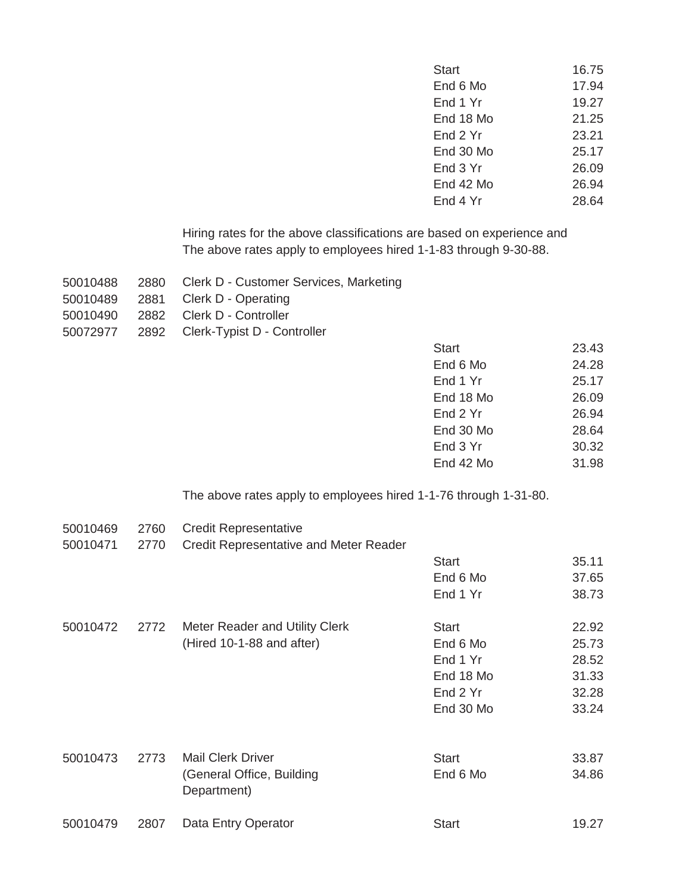| | | | | |
|---|---|---|---|---|
| | | | Start | 16.75 |
| | | | End 6 Mo | 17.94 |
| | | | End 1 Yr | 19.27 |
| | | | End 18 Mo | 21.25 |
| | | | End 2 Yr | 23.21 |
| | | | End 30 Mo | 25.17 |
| | | | End 3 Yr | 26.09 |
| | | | End 42 Mo | 26.94 |
| | | | End 4 Yr | 28.64 |

Hiring rates for the above classifications are based on experience and
The above rates apply to employees hired 1-1-83 through 9-30-88.

| | | | | |
|---|---|---|---|---|
| 50010488 | 2880 | Clerk D - Customer Services, Marketing | | |
| 50010489 | 2881 | Clerk D - Operating | | |
| 50010490 | 2882 | Clerk D - Controller | | |
| 50072977 | 2892 | Clerk-Typist D - Controller | | |
| | | | Start | 23.43 |
| | | | End 6 Mo | 24.28 |
| | | | End 1 Yr | 25.17 |
| | | | End 18 Mo | 26.09 |
| | | | End 2 Yr | 26.94 |
| | | | End 30 Mo | 28.64 |
| | | | End 3 Yr | 30.32 |
| | | | End 42 Mo | 31.98 |

The above rates apply to employees hired 1-1-76 through 1-31-80.

| | | | | |
|---|---|---|---|---|
| 50010469 | 2760 | Credit Representative | | |
| 50010471 | 2770 | Credit Representative and Meter Reader | | |
| | | | Start | 35.11 |
| | | | End 6 Mo | 37.65 |
| | | | End 1 Yr | 38.73 |
| 50010472 | 2772 | Meter Reader and Utility Clerk | Start | 22.92 |
| | | (Hired 10-1-88 and after) | End 6 Mo | 25.73 |
| | | | End 1 Yr | 28.52 |
| | | | End 18 Mo | 31.33 |
| | | | End 2 Yr | 32.28 |
| | | | End 30 Mo | 33.24 |
| 50010473 | 2773 | Mail Clerk Driver | Start | 33.87 |
| | | (General Office, Building Department) | End 6 Mo | 34.86 |
| 50010479 | 2807 | Data Entry Operator | Start | 19.27 |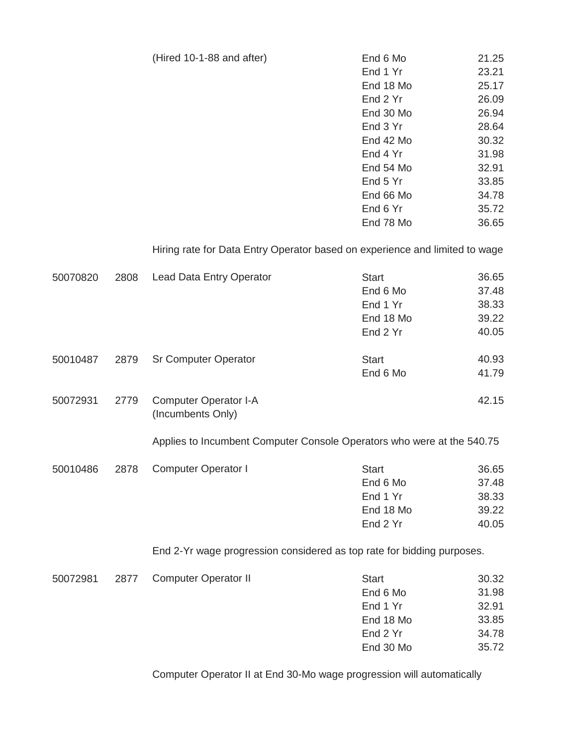| | | | | |
|---|---|---|---|---|
| | | (Hired 10-1-88 and after) | End 6 Mo | 21.25 |
| | | | End 1 Yr | 23.21 |
| | | | End 18 Mo | 25.17 |
| | | | End 2 Yr | 26.09 |
| | | | End 30 Mo | 26.94 |
| | | | End 3 Yr | 28.64 |
| | | | End 42 Mo | 30.32 |
| | | | End 4 Yr | 31.98 |
| | | | End 54 Mo | 32.91 |
| | | | End 5 Yr | 33.85 |
| | | | End 66 Mo | 34.78 |
| | | | End 6 Yr | 35.72 |
| | | | End 78 Mo | 36.65 |
| | | Hiring rate for Data Entry Operator based on experience and limited to wage | | |
| 50070820 | 2808 | Lead Data Entry Operator | Start | 36.65 |
| | | | End 6 Mo | 37.48 |
| | | | End 1 Yr | 38.33 |
| | | | End 18 Mo | 39.22 |
| | | | End 2 Yr | 40.05 |
| 50010487 | 2879 | Sr Computer Operator | Start | 40.93 |
| | | | End 6 Mo | 41.79 |
| 50072931 | 2779 | Computer Operator I-A (Incumbents Only) | | 42.15 |
| | | Applies to Incumbent Computer Console Operators who were at the 540.75 | | |
| 50010486 | 2878 | Computer Operator I | Start | 36.65 |
| | | | End 6 Mo | 37.48 |
| | | | End 1 Yr | 38.33 |
| | | | End 18 Mo | 39.22 |
| | | | End 2 Yr | 40.05 |
| | | End 2-Yr wage progression considered as top rate for bidding purposes. | | |
| 50072981 | 2877 | Computer Operator II | Start | 30.32 |
| | | | End 6 Mo | 31.98 |
| | | | End 1 Yr | 32.91 |
| | | | End 18 Mo | 33.85 |
| | | | End 2 Yr | 34.78 |
| | | | End 30 Mo | 35.72 |
| | | Computer Operator II at End 30-Mo wage progression will automatically | | |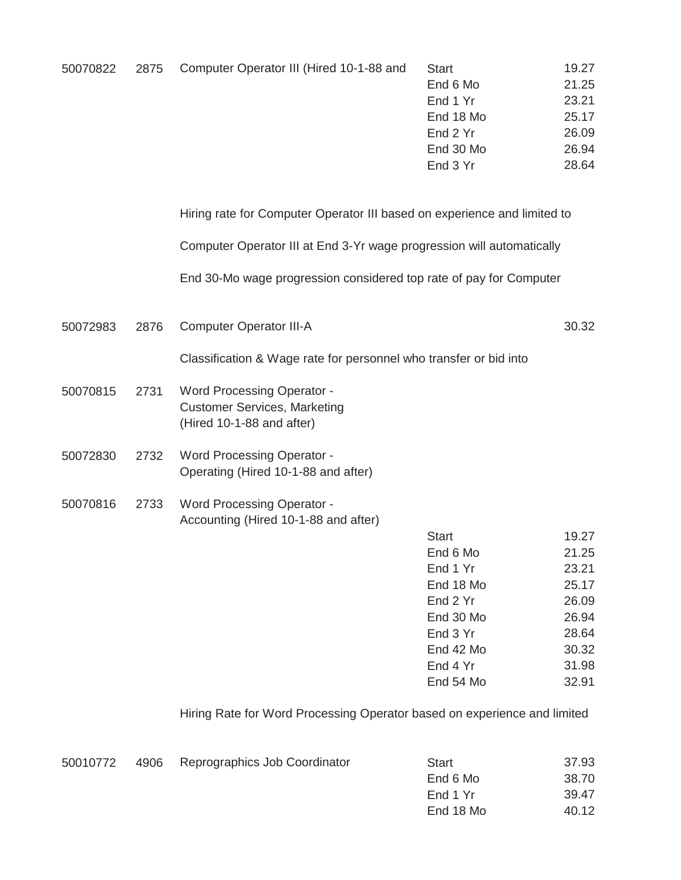| | | | | |
|---|---|---|---|---|
| 50070822 | 2875 | Computer Operator III (Hired 10-1-88 and | Start | 19.27 |
| | | | End 6 Mo | 21.25 |
| | | | End 1 Yr | 23.21 |
| | | | End 18 Mo | 25.17 |
| | | | End 2 Yr | 26.09 |
| | | | End 30 Mo | 26.94 |
| | | | End 3 Yr | 28.64 |
| | | Hiring rate for Computer Operator III based on experience and limited to | | |
| | | Computer Operator III at End 3-Yr wage progression will automatically | | |
| | | End 30-Mo wage progression considered top rate of pay for Computer | | |
| 50072983 | 2876 | Computer Operator III-A | | 30.32 |
| | | Classification & Wage rate for personnel who transfer or bid into | | |
| 50070815 | 2731 | Word Processing Operator - Customer Services, Marketing (Hired 10-1-88 and after) | | |
| 50072830 | 2732 | Word Processing Operator - Operating (Hired 10-1-88 and after) | | |
| 50070816 | 2733 | Word Processing Operator - Accounting (Hired 10-1-88 and after) | | |
| | | | Start | 19.27 |
| | | | End 6 Mo | 21.25 |
| | | | End 1 Yr | 23.21 |
| | | | End 18 Mo | 25.17 |
| | | | End 2 Yr | 26.09 |
| | | | End 30 Mo | 26.94 |
| | | | End 3 Yr | 28.64 |
| | | | End 42 Mo | 30.32 |
| | | | End 4 Yr | 31.98 |
| | | | End 54 Mo | 32.91 |
| | | Hiring Rate for Word Processing Operator based on experience and limited | | |
| 50010772 | 4906 | Reprographics Job Coordinator | Start | 37.93 |
| | | | End 6 Mo | 38.70 |
| | | | End 1 Yr | 39.47 |
| | | | End 18 Mo | 40.12 |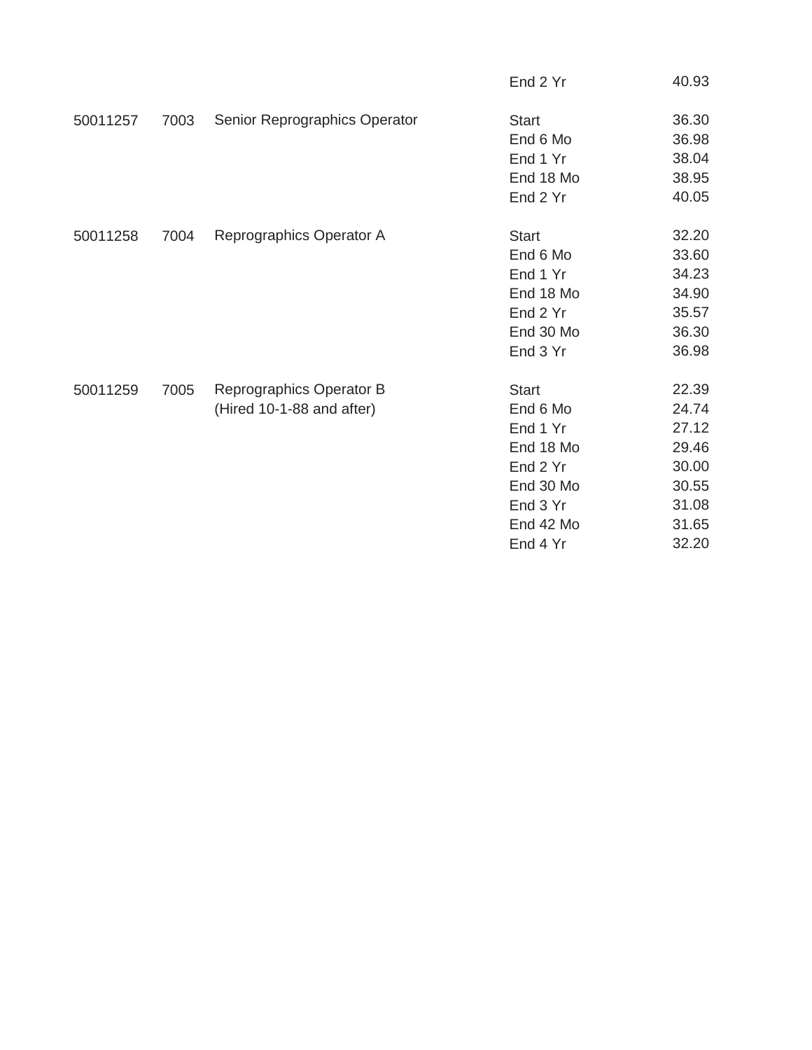| | | | | |
|---|---|---|---|---|
| | | | End 2 Yr | 40.93 |
| 50011257 | 7003 | Senior Reprographics Operator | Start | 36.30 |
| | | | End 6 Mo | 36.98 |
| | | | End 1 Yr | 38.04 |
| | | | End 18 Mo | 38.95 |
| | | | End 2 Yr | 40.05 |
| 50011258 | 7004 | Reprographics Operator A | Start | 32.20 |
| | | | End 6 Mo | 33.60 |
| | | | End 1 Yr | 34.23 |
| | | | End 18 Mo | 34.90 |
| | | | End 2 Yr | 35.57 |
| | | | End 30 Mo | 36.30 |
| | | | End 3 Yr | 36.98 |
| 50011259 | 7005 | Reprographics Operator B | Start | 22.39 |
| | | (Hired 10-1-88 and after) | End 6 Mo | 24.74 |
| | | | End 1 Yr | 27.12 |
| | | | End 18 Mo | 29.46 |
| | | | End 2 Yr | 30.00 |
| | | | End 30 Mo | 30.55 |
| | | | End 3 Yr | 31.08 |
| | | | End 42 Mo | 31.65 |
| | | | End 4 Yr | 32.20 |